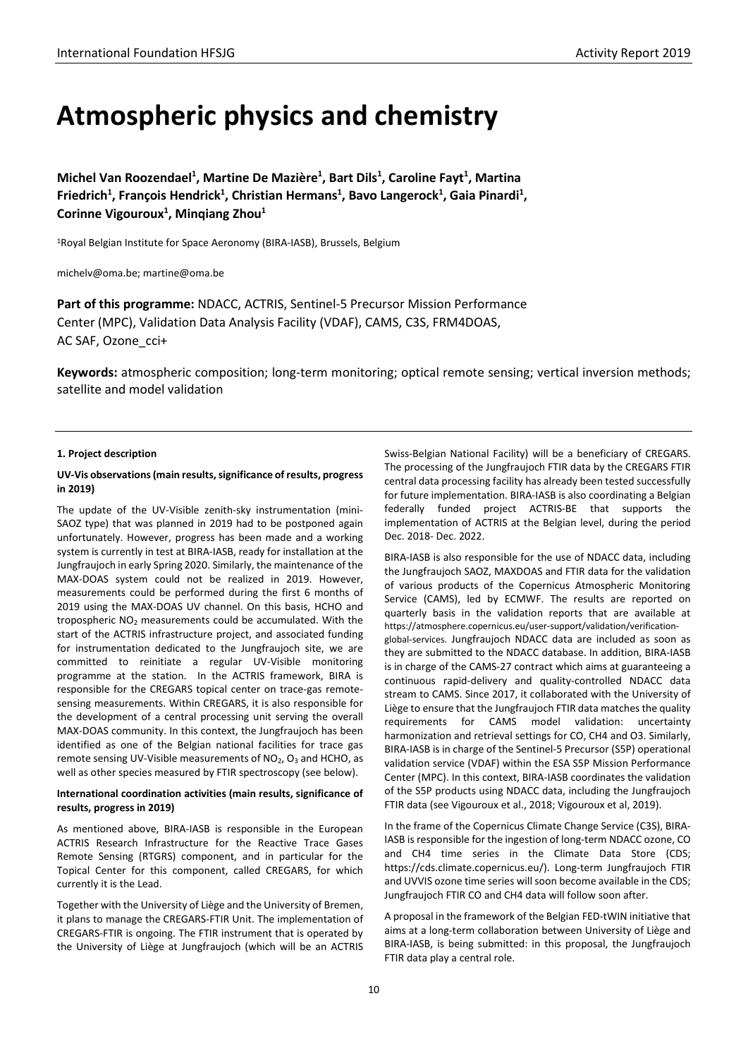# Atmospheric physics and chemistry

**Michel Van Roozendael[1], Martine De Mazière[1], Bart Dils[1], Caroline Fayt[1], Martina Friedrich[1], François Hendrick[1], Christian Hermans[1], Bavo Langerock[1], Gaia Pinardi[1], Corinne Vigouroux[1], Minqiang Zhou[1]**

[1]Royal Belgian Institute for Space Aeronomy (BIRA-IASB), Brussels, Belgium

michelv@oma.be; martine@oma.be

**Part of this programme:** NDACC, ACTRIS, Sentinel-5 Precursor Mission Performance Center (MPC), Validation Data Analysis Facility (VDAF), CAMS, C3S, FRM4DOAS, AC SAF, Ozone_cci+

**Keywords:** atmospheric composition; long-term monitoring; optical remote sensing; vertical inversion methods; satellite and model validation

---

#### 1. Project description

**UV-Vis observations (main results, significance of results, progress in 2019)**

The update of the UV-Visible zenith-sky instrumentation (mini-SAOZ type) that was planned in 2019 had to be postponed again unfortunately. However, progress has been made and a working system is currently in test at BIRA-IASB, ready for installation at the Jungfraujoch in early Spring 2020. Similarly, the maintenance of the MAX-DOAS system could not be realized in 2019. However, measurements could be performed during the first 6 months of 2019 using the MAX-DOAS UV channel. On this basis, HCHO and tropospheric $NO_2$ measurements could be accumulated. With the start of the ACTRIS infrastructure project, and associated funding for instrumentation dedicated to the Jungfraujoch site, we are committed to reinitiate a regular UV-Visible monitoring programme at the station. In the ACTRIS framework, BIRA is responsible for the CREGARS topical center on trace-gas remote-sensing measurements. Within CREGARS, it is also responsible for the development of a central processing unit serving the overall MAX-DOAS community. In this context, the Jungfraujoch has been identified as one of the Belgian national facilities for trace gas remote sensing UV-Visible measurements of $NO_2$, $O_3$ and HCHO, as well as other species measured by FTIR spectroscopy (see below).

**International coordination activities (main results, significance of results, progress in 2019)**

As mentioned above, BIRA-IASB is responsible in the European ACTRIS Research Infrastructure for the Reactive Trace Gases Remote Sensing (RTGRS) component, and in particular for the Topical Center for this component, called CREGARS, for which currently it is the Lead.

Together with the University of Liège and the University of Bremen, it plans to manage the CREGARS-FTIR Unit. The implementation of CREGARS-FTIR is ongoing. The FTIR instrument that is operated by the University of Liège at Jungfraujoch (which will be an ACTRIS Swiss-Belgian National Facility) will be a beneficiary of CREGARS. The processing of the Jungfraujoch FTIR data by the CREGARS FTIR central data processing facility has already been tested successfully for future implementation. BIRA-IASB is also coordinating a Belgian federally funded project ACTRIS-BE that supports the implementation of ACTRIS at the Belgian level, during the period Dec. 2018- Dec. 2022.

BIRA-IASB is also responsible for the use of NDACC data, including the Jungfraujoch SAOZ, MAXDOAS and FTIR data for the validation of various products of the Copernicus Atmospheric Monitoring Service (CAMS), led by ECMWF. The results are reported on quarterly basis in the validation reports that are available at https://atmosphere.copernicus.eu/user-support/validation/verification-global-services. Jungfraujoch NDACC data are included as soon as they are submitted to the NDACC database. In addition, BIRA-IASB is in charge of the CAMS-27 contract which aims at guaranteeing a continuous rapid-delivery and quality-controlled NDACC data stream to CAMS. Since 2017, it collaborated with the University of Liège to ensure that the Jungfraujoch FTIR data matches the quality requirements for CAMS model validation: uncertainty harmonization and retrieval settings for CO, CH4 and O3. Similarly, BIRA-IASB is in charge of the Sentinel-5 Precursor (S5P) operational validation service (VDAF) within the ESA S5P Mission Performance Center (MPC). In this context, BIRA-IASB coordinates the validation of the S5P products using NDACC data, including the Jungfraujoch FTIR data (see Vigouroux et al., 2018; Vigouroux et al, 2019).

In the frame of the Copernicus Climate Change Service (C3S), BIRA-IASB is responsible for the ingestion of long-term NDACC ozone, CO and CH4 time series in the Climate Data Store (CDS; https://cds.climate.copernicus.eu/). Long-term Jungfraujoch FTIR and UVVIS ozone time series will soon become available in the CDS; Jungfraujoch FTIR CO and CH4 data will follow soon after.

A proposal in the framework of the Belgian FED-tWIN initiative that aims at a long-term collaboration between University of Liège and BIRA-IASB, is being submitted: in this proposal, the Jungfraujoch FTIR data play a central role.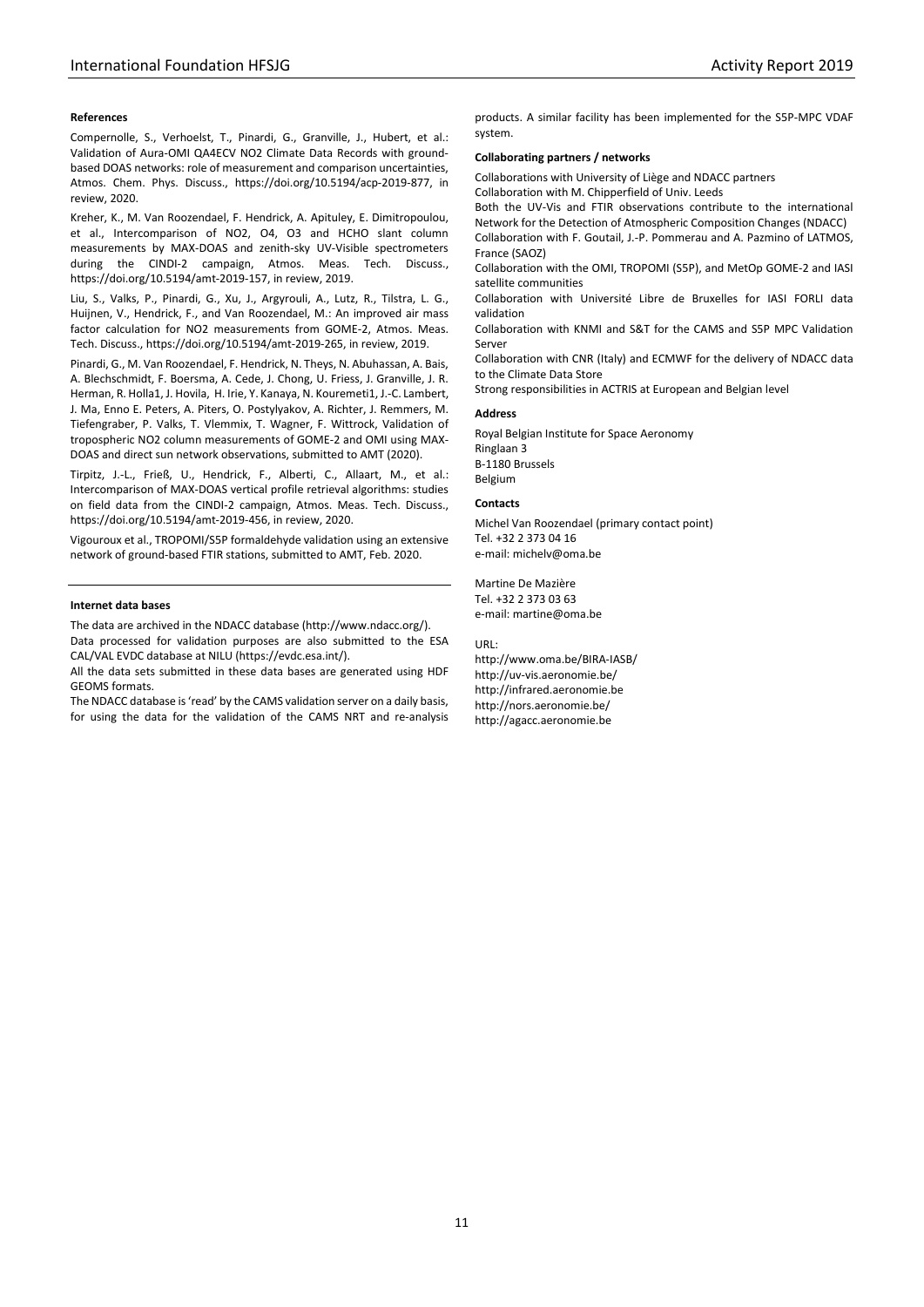#### References

Compernolle, S., Verhoelst, T., Pinardi, G., Granville, J., Hubert, et al.: Validation of Aura-OMI QA4ECV NO2 Climate Data Records with ground-based DOAS networks: role of measurement and comparison uncertainties, Atmos. Chem. Phys. Discuss., https://doi.org/10.5194/acp-2019-877, in review, 2020.

Kreher, K., M. Van Roozendael, F. Hendrick, A. Apituley, E. Dimitropoulou, et al., Intercomparison of NO2, O4, O3 and HCHO slant column measurements by MAX-DOAS and zenith-sky UV-Visible spectrometers during the CINDI-2 campaign, Atmos. Meas. Tech. Discuss., https://doi.org/10.5194/amt-2019-157, in review, 2019.

Liu, S., Valks, P., Pinardi, G., Xu, J., Argyrouli, A., Lutz, R., Tilstra, L. G., Huijnen, V., Hendrick, F., and Van Roozendael, M.: An improved air mass factor calculation for NO2 measurements from GOME-2, Atmos. Meas. Tech. Discuss., https://doi.org/10.5194/amt-2019-265, in review, 2019.

Pinardi, G., M. Van Roozendael, F. Hendrick, N. Theys, N. Abuhassan, A. Bais, A. Blechschmidt, F. Boersma, A. Cede, J. Chong, U. Friess, J. Granville, J. R. Herman, R. Holla1, J. Hovila, H. Irie, Y. Kanaya, N. Kouremeti1, J.-C. Lambert, J. Ma, Enno E. Peters, A. Piters, O. Postylyakov, A. Richter, J. Remmers, M. Tiefengraber, P. Valks, T. Vlemmix, T. Wagner, F. Wittrock, Validation of tropospheric NO2 column measurements of GOME-2 and OMI using MAX-DOAS and direct sun network observations, submitted to AMT (2020).

Tirpitz, J.-L., Frieß, U., Hendrick, F., Alberti, C., Allaart, M., et al.: Intercomparison of MAX-DOAS vertical profile retrieval algorithms: studies on field data from the CINDI-2 campaign, Atmos. Meas. Tech. Discuss., https://doi.org/10.5194/amt-2019-456, in review, 2020.

Vigouroux et al., TROPOMI/S5P formaldehyde validation using an extensive network of ground-based FTIR stations, submitted to AMT, Feb. 2020.

---

#### Internet data bases

The data are archived in the NDACC database (http://www.ndacc.org/).

Data processed for validation purposes are also submitted to the ESA CAL/VAL EVDC database at NILU (https://evdc.esa.int/).

All the data sets submitted in these data bases are generated using HDF GEOMS formats.

The NDACC database is 'read' by the CAMS validation server on a daily basis, for using the data for the validation of the CAMS NRT and re-analysis products. A similar facility has been implemented for the S5P-MPC VDAF system.

#### Collaborating partners / networks

Collaborations with University of Liège and NDACC partners

Collaboration with M. Chipperfield of Univ. Leeds

Both the UV-Vis and FTIR observations contribute to the international Network for the Detection of Atmospheric Composition Changes (NDACC)

Collaboration with F. Goutail, J.-P. Pommerau and A. Pazmino of LATMOS, France (SAOZ)

Collaboration with the OMI, TROPOMI (S5P), and MetOp GOME-2 and IASI satellite communities

Collaboration with Université Libre de Bruxelles for IASI FORLI data validation

Collaboration with KNMI and S&T for the CAMS and S5P MPC Validation Server

Collaboration with CNR (Italy) and ECMWF for the delivery of NDACC data to the Climate Data Store

Strong responsibilities in ACTRIS at European and Belgian level

#### Address

Royal Belgian Institute for Space Aeronomy
Ringlaan 3
B-1180 Brussels
Belgium

#### Contacts

Michel Van Roozendael (primary contact point)
Tel. +32 2 373 04 16
e-mail: michelv@oma.be

Martine De Mazière
Tel. +32 2 373 03 63
e-mail: martine@oma.be

URL:
http://www.oma.be/BIRA-IASB/
http://uv-vis.aeronomie.be/
http://infrared.aeronomie.be
http://nors.aeronomie.be/
http://agacc.aeronomie.be